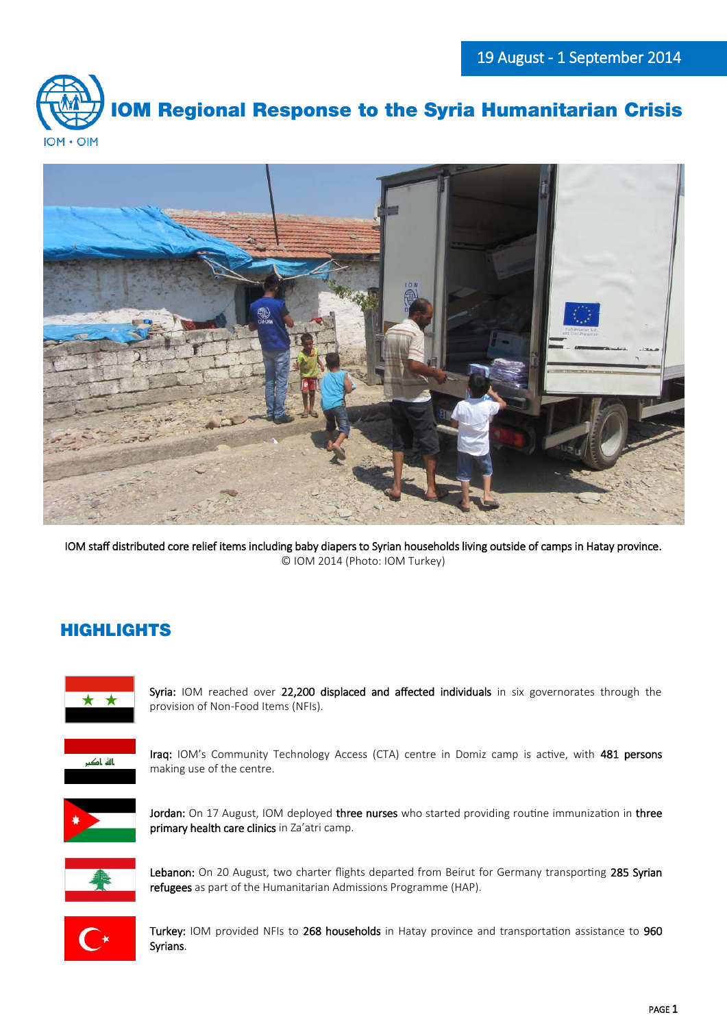19 August - 1 September 2014

# IOM Regional Response to the Syria Humanitarian Crisis

IOM staff distributed core relief items including baby diapers to Syrian households living outside of camps in Hatay province.
© IOM 2014 (Photo: IOM Turkey)

## HIGHLIGHTS

**Syria:** IOM reached over **22,200 displaced and affected individuals** in six governorates through the provision of Non-Food Items (NFIs).

**Iraq:** IOM's Community Technology Access (CTA) centre in Domiz camp is active, with **481 persons** making use of the centre.

**Jordan:** On 17 August, IOM deployed **three nurses** who started providing routine immunization in **three primary health care clinics** in Za'atri camp.

**Lebanon:** On 20 August, two charter flights departed from Beirut for Germany transporting **285 Syrian refugees** as part of the Humanitarian Admissions Programme (HAP).

**Turkey:** IOM provided NFIs to **268 households** in Hatay province and transportation assistance to **960** Syrians.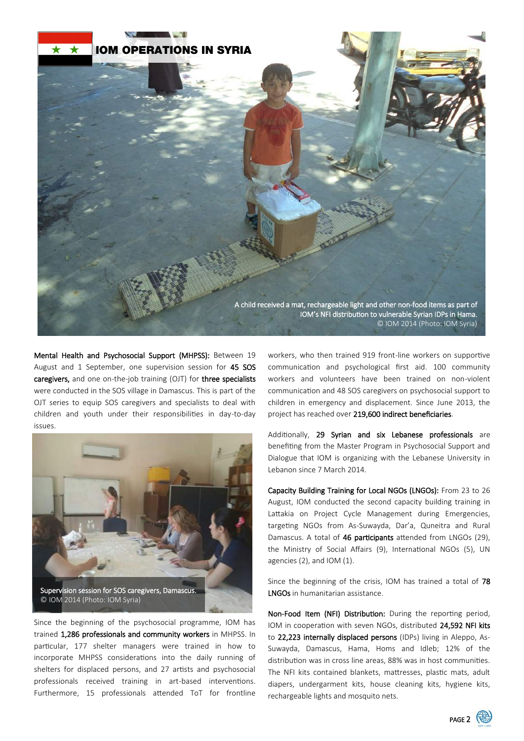# IOM OPERATIONS IN SYRIA

A child received a mat, rechargeable light and other non-food items as part of IOM's NFI distribution to vulnerable Syrian IDPs in Hama.
© IOM 2014 (Photo: IOM Syria)

**Mental Health and Psychosocial Support (MHPSS):** Between 19 August and 1 September, one supervision session for **45 SOS caregivers,** and one on-the-job training (OJT) for **three specialists** were conducted in the SOS village in Damascus. This is part of the OJT series to equip SOS caregivers and specialists to deal with children and youth under their responsibilities in day-to-day issues.

Supervision session for SOS caregivers, Damascus.
© IOM 2014 (Photo: IOM Syria)

Since the beginning of the psychosocial programme, IOM has trained **1,286 professionals and community workers** in MHPSS. In particular, 177 shelter managers were trained in how to incorporate MHPSS considerations into the daily running of shelters for displaced persons, and 27 artists and psychosocial professionals received training in art-based interventions. Furthermore, 15 professionals attended ToT for frontline workers, who then trained 919 front-line workers on supportive communication and psychological first aid. 100 community workers and volunteers have been trained on non-violent communication and 48 SOS caregivers on psychosocial support to children in emergency and displacement. Since June 2013, the project has reached over **219,600 indirect beneficiaries**.

Additionally, **29 Syrian and six Lebanese professionals** are benefiting from the Master Program in Psychosocial Support and Dialogue that IOM is organizing with the Lebanese University in Lebanon since 7 March 2014.

**Capacity Building Training for Local NGOs (LNGOs):** From 23 to 26 August, IOM conducted the second capacity building training in Lattakia on Project Cycle Management during Emergencies, targeting NGOs from As-Suwayda, Dar'a, Quneitra and Rural Damascus. A total of **46 participants** attended from LNGOs (29), the Ministry of Social Affairs (9), International NGOs (5), UN agencies (2), and IOM (1).

Since the beginning of the crisis, IOM has trained a total of **78 LNGOs** in humanitarian assistance.

**Non-Food Item (NFI) Distribution:** During the reporting period, IOM in cooperation with seven NGOs, distributed **24,592 NFI kits** to **22,223 internally displaced persons** (IDPs) living in Aleppo, As-Suwayda, Damascus, Hama, Homs and Idleb; 12% of the distribution was in cross line areas, 88% was in host communities. The NFI kits contained blankets, mattresses, plastic mats, adult diapers, undergarment kits, house cleaning kits, hygiene kits, rechargeable lights and mosquito nets.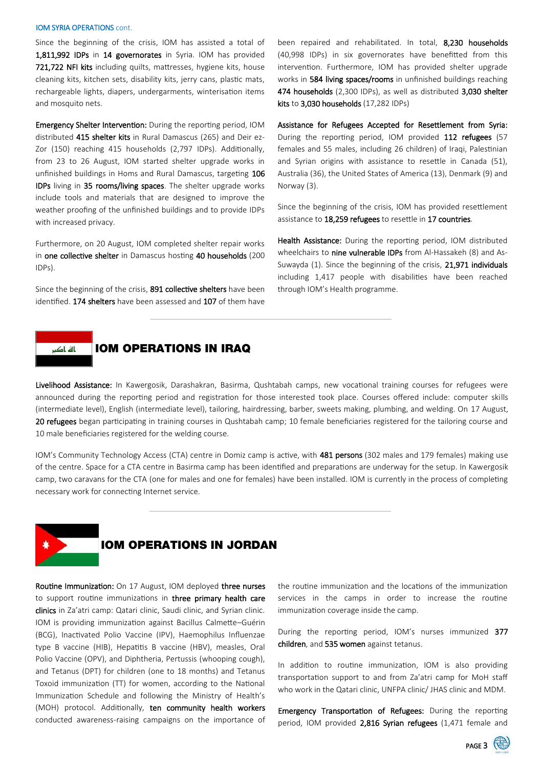IOM SYRIA OPERATIONS cont.

Since the beginning of the crisis, IOM has assisted a total of **1,811,992 IDPs** in **14 governorates** in Syria. IOM has provided **721,722 NFI kits** including quilts, mattresses, hygiene kits, house cleaning kits, kitchen sets, disability kits, jerry cans, plastic mats, rechargeable lights, diapers, undergarments, winterisation items and mosquito nets.

**Emergency Shelter Intervention:** During the reporting period, IOM distributed **415 shelter kits** in Rural Damascus (265) and Deir ez-Zor (150) reaching 415 households (2,797 IDPs). Additionally, from 23 to 26 August, IOM started shelter upgrade works in unfinished buildings in Homs and Rural Damascus, targeting **106 IDPs** living in **35 rooms/living spaces**. The shelter upgrade works include tools and materials that are designed to improve the weather proofing of the unfinished buildings and to provide IDPs with increased privacy.

Furthermore, on 20 August, IOM completed shelter repair works in **one collective shelter** in Damascus hosting **40 households** (200 IDPs).

Since the beginning of the crisis, **891 collective shelters** have been identified. **174 shelters** have been assessed and **107** of them have been repaired and rehabilitated. In total, **8,230 households** (40,998 IDPs) in six governorates have benefitted from this intervention. Furthermore, IOM has provided shelter upgrade works in **584 living spaces/rooms** in unfinished buildings reaching **474 households** (2,300 IDPs), as well as distributed **3,030 shelter kits** to **3,030 households** (17,282 IDPs)

**Assistance for Refugees Accepted for Resettlement from Syria:** During the reporting period, IOM provided **112 refugees** (57 females and 55 males, including 26 children) of Iraqi, Palestinian and Syrian origins with assistance to resettle in Canada (51), Australia (36), the United States of America (13), Denmark (9) and Norway (3).

Since the beginning of the crisis, IOM has provided resettlement assistance to **18,259 refugees** to resettle in **17 countries**.

**Health Assistance:** During the reporting period, IOM distributed wheelchairs to **nine vulnerable IDPs** from Al-Hassakeh (8) and As-Suwayda (1). Since the beginning of the crisis, **21,971 individuals** including 1,417 people with disabilities have been reached through IOM's Health programme.

## IOM OPERATIONS IN IRAQ

**Livelihood Assistance:** In Kawergosik, Darashakran, Basirma, Qushtabah camps, new vocational training courses for refugees were announced during the reporting period and registration for those interested took place. Courses offered include: computer skills (intermediate level), English (intermediate level), tailoring, hairdressing, barber, sweets making, plumbing, and welding. On 17 August, **20 refugees** began participating in training courses in Qushtabah camp; 10 female beneficiaries registered for the tailoring course and 10 male beneficiaries registered for the welding course.

IOM's Community Technology Access (CTA) centre in Domiz camp is active, with **481 persons** (302 males and 179 females) making use of the centre. Space for a CTA centre in Basirma camp has been identified and preparations are underway for the setup. In Kawergosik camp, two caravans for the CTA (one for males and one for females) have been installed. IOM is currently in the process of completing necessary work for connecting Internet service.

## IOM OPERATIONS IN JORDAN

**Routine Immunization:** On 17 August, IOM deployed **three nurses** to support routine immunizations in **three primary health care clinics** in Za'atri camp: Qatari clinic, Saudi clinic, and Syrian clinic. IOM is providing immunization against Bacillus Calmette–Guérin (BCG), Inactivated Polio Vaccine (IPV), Haemophilus Influenzae type B vaccine (HIB), Hepatitis B vaccine (HBV), measles, Oral Polio Vaccine (OPV), and Diphtheria, Pertussis (whooping cough), and Tetanus (DPT) for children (one to 18 months) and Tetanus Toxoid immunization (TT) for women, according to the National Immunization Schedule and following the Ministry of Health's (MOH) protocol. Additionally, **ten community health workers** conducted awareness-raising campaigns on the importance of the routine immunization and the locations of the immunization services in the camps in order to increase the routine immunization coverage inside the camp.

During the reporting period, IOM's nurses immunized **377 children**, and **535 women** against tetanus.

In addition to routine immunization, IOM is also providing transportation support to and from Za'atri camp for MoH staff who work in the Qatari clinic, UNFPA clinic/ JHAS clinic and MDM.

**Emergency Transportation of Refugees:** During the reporting period, IOM provided **2,816 Syrian refugees** (1,471 female and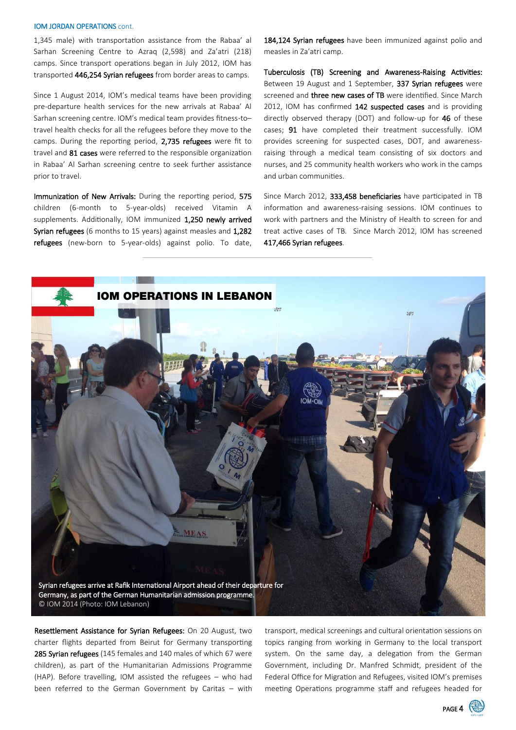IOM JORDAN OPERATIONS cont.

1,345 male) with transportation assistance from the Rabaa' al Sarhan Screening Centre to Azraq (2,598) and Za'atri (218) camps. Since transport operations began in July 2012, IOM has transported **446,254 Syrian refugees** from border areas to camps.

Since 1 August 2014, IOM's medical teams have been providing pre-departure health services for the new arrivals at Rabaa' Al Sarhan screening centre. IOM's medical team provides fitness-to–travel health checks for all the refugees before they move to the camps. During the reporting period, **2,735 refugees** were fit to travel and **81 cases** were referred to the responsible organization in Rabaa' Al Sarhan screening centre to seek further assistance prior to travel.

**Immunization of New Arrivals:** During the reporting period, **575** children (6-month to 5-year-olds) received Vitamin A supplements. Additionally, IOM immunized **1,250 newly arrived Syrian refugees** (6 months to 15 years) against measles and **1,282 refugees** (new-born to 5-year-olds) against polio. To date, **184,124 Syrian refugees** have been immunized against polio and measles in Za'atri camp.

**Tuberculosis (TB) Screening and Awareness-Raising Activities:** Between 19 August and 1 September, **337 Syrian refugees** were screened and **three new cases of TB** were identified. Since March 2012, IOM has confirmed **142 suspected cases** and is providing directly observed therapy (DOT) and follow-up for **46** of these cases; **91** have completed their treatment successfully. IOM provides screening for suspected cases, DOT, and awareness-raising through a medical team consisting of six doctors and nurses, and 25 community health workers who work in the camps and urban communities.

Since March 2012, **333,458 beneficiaries** have participated in TB information and awareness-raising sessions. IOM continues to work with partners and the Ministry of Health to screen for and treat active cases of TB. Since March 2012, IOM has screened **417,466 Syrian refugees**.

## IOM OPERATIONS IN LEBANON

Syrian refugees arrive at Rafik International Airport ahead of their departure for Germany, as part of the German Humanitarian admission programme.
© IOM 2014 (Photo: IOM Lebanon)

**Resettlement Assistance for Syrian Refugees:** On 20 August, two charter flights departed from Beirut for Germany transporting **285 Syrian refugees** (145 females and 140 males of which 67 were children), as part of the Humanitarian Admissions Programme (HAP). Before travelling, IOM assisted the refugees – who had been referred to the German Government by Caritas – with transport, medical screenings and cultural orientation sessions on topics ranging from working in Germany to the local transport system. On the same day, a delegation from the German Government, including Dr. Manfred Schmidt, president of the Federal Office for Migration and Refugees, visited IOM's premises meeting Operations programme staff and refugees headed for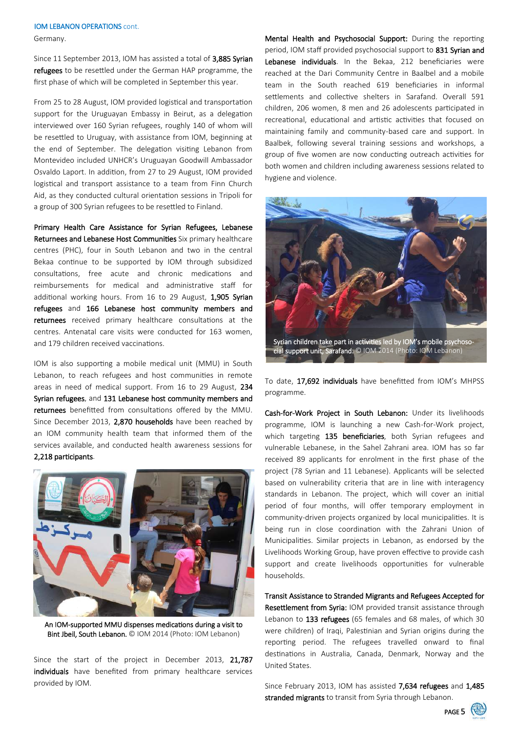Germany.

Since 11 September 2013, IOM has assisted a total of **3,885 Syrian refugees** to be resettled under the German HAP programme, the first phase of which will be completed in September this year.

From 25 to 28 August, IOM provided logistical and transportation support for the Uruguayan Embassy in Beirut, as a delegation interviewed over 160 Syrian refugees, roughly 140 of whom will be resettled to Uruguay, with assistance from IOM, beginning at the end of September. The delegation visiting Lebanon from Montevideo included UNHCR's Uruguayan Goodwill Ambassador Osvaldo Laport. In addition, from 27 to 29 August, IOM provided logistical and transport assistance to a team from Finn Church Aid, as they conducted cultural orientation sessions in Tripoli for a group of 300 Syrian refugees to be resettled to Finland.

**Primary Health Care Assistance for Syrian Refugees, Lebanese Returnees and Lebanese Host Communities** Six primary healthcare centres (PHC), four in South Lebanon and two in the central Bekaa continue to be supported by IOM through subsidized consultations, free acute and chronic medications and reimbursements for medical and administrative staff for additional working hours. From 16 to 29 August, **1,905 Syrian refugees** and **166 Lebanese host community members and returnees** received primary healthcare consultations at the centres. Antenatal care visits were conducted for 163 women, and 179 children received vaccinations.

IOM is also supporting a mobile medical unit (MMU) in South Lebanon, to reach refugees and host communities in remote areas in need of medical support. From 16 to 29 August, **234 Syrian refugees**, and **131 Lebanese host community members and returnees** benefitted from consultations offered by the MMU. Since December 2013, **2,870 households** have been reached by an IOM community health team that informed them of the services available, and conducted health awareness sessions for **2,218 participants**.

An IOM-supported MMU dispenses medications during a visit to Bint Jbeil, South Lebanon. © IOM 2014 (Photo: IOM Lebanon)

Since the start of the project in December 2013, **21,787 individuals** have benefited from primary healthcare services provided by IOM.

**Mental Health and Psychosocial Support:** During the reporting period, IOM staff provided psychosocial support to **831 Syrian and Lebanese individuals**. In the Bekaa, 212 beneficiaries were reached at the Dari Community Centre in Baalbel and a mobile team in the South reached 619 beneficiaries in informal settlements and collective shelters in Sarafand. Overall 591 children, 206 women, 8 men and 26 adolescents participated in recreational, educational and artistic activities that focused on maintaining family and community-based care and support. In Baalbek, following several training sessions and workshops, a group of five women are now conducting outreach activities for both women and children including awareness sessions related to hygiene and violence.

Syrian children take part in activities led by IOM's mobile psychosocial support unit, Sarafand. © IOM 2014 (Photo: IOM Lebanon)

To date, **17,692 individuals** have benefitted from IOM's MHPSS programme.

**Cash-for-Work Project in South Lebanon:** Under its livelihoods programme, IOM is launching a new Cash-for-Work project, which targeting **135 beneficiaries**, both Syrian refugees and vulnerable Lebanese, in the Sahel Zahrani area. IOM has so far received 89 applicants for enrolment in the first phase of the project (78 Syrian and 11 Lebanese). Applicants will be selected based on vulnerability criteria that are in line with interagency standards in Lebanon. The project, which will cover an initial period of four months, will offer temporary employment in community-driven projects organized by local municipalities. It is being run in close coordination with the Zahrani Union of Municipalities. Similar projects in Lebanon, as endorsed by the Livelihoods Working Group, have proven effective to provide cash support and create livelihoods opportunities for vulnerable households.

**Transit Assistance to Stranded Migrants and Refugees Accepted for Resettlement from Syria:** IOM provided transit assistance through Lebanon to **133 refugees** (65 females and 68 males, of which 30 were children) of Iraqi, Palestinian and Syrian origins during the reporting period. The refugees travelled onward to final destinations in Australia, Canada, Denmark, Norway and the United States.

Since February 2013, IOM has assisted **7,634 refugees** and **1,485 stranded migrants** to transit from Syria through Lebanon.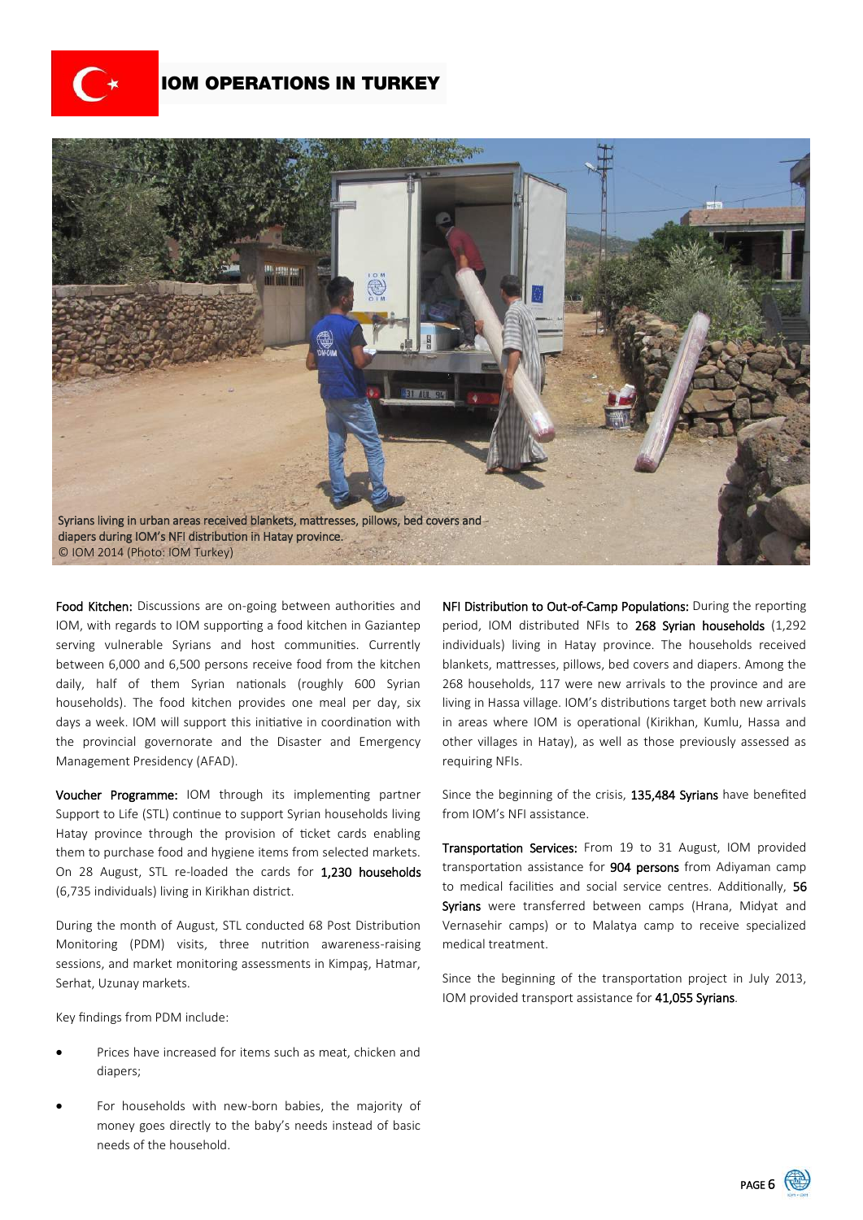# IOM OPERATIONS IN TURKEY

Syrians living in urban areas received blankets, mattresses, pillows, bed covers and diapers during IOM's NFI distribution in Hatay province.
© IOM 2014 (Photo: IOM Turkey)

**Food Kitchen:** Discussions are on-going between authorities and IOM, with regards to IOM supporting a food kitchen in Gaziantep serving vulnerable Syrians and host communities. Currently between 6,000 and 6,500 persons receive food from the kitchen daily, half of them Syrian nationals (roughly 600 Syrian households). The food kitchen provides one meal per day, six days a week. IOM will support this initiative in coordination with the provincial governorate and the Disaster and Emergency Management Presidency (AFAD).

**Voucher Programme:** IOM through its implementing partner Support to Life (STL) continue to support Syrian households living Hatay province through the provision of ticket cards enabling them to purchase food and hygiene items from selected markets. On 28 August, STL re-loaded the cards for **1,230 households** (6,735 individuals) living in Kirikhan district.

During the month of August, STL conducted 68 Post Distribution Monitoring (PDM) visits, three nutrition awareness-raising sessions, and market monitoring assessments in Kimpaş, Hatmar, Serhat, Uzunay markets.

Key findings from PDM include:

- Prices have increased for items such as meat, chicken and diapers;
- For households with new-born babies, the majority of money goes directly to the baby's needs instead of basic needs of the household.

**NFI Distribution to Out-of-Camp Populations:** During the reporting period, IOM distributed NFIs to **268 Syrian households** (1,292 individuals) living in Hatay province. The households received blankets, mattresses, pillows, bed covers and diapers. Among the 268 households, 117 were new arrivals to the province and are living in Hassa village. IOM's distributions target both new arrivals in areas where IOM is operational (Kirikhan, Kumlu, Hassa and other villages in Hatay), as well as those previously assessed as requiring NFIs.

Since the beginning of the crisis, **135,484 Syrians** have benefited from IOM's NFI assistance.

**Transportation Services:** From 19 to 31 August, IOM provided transportation assistance for **904 persons** from Adiyaman camp to medical facilities and social service centres. Additionally, **56 Syrians** were transferred between camps (Hrana, Midyat and Vernasehir camps) or to Malatya camp to receive specialized medical treatment.

Since the beginning of the transportation project in July 2013, IOM provided transport assistance for **41,055 Syrians**.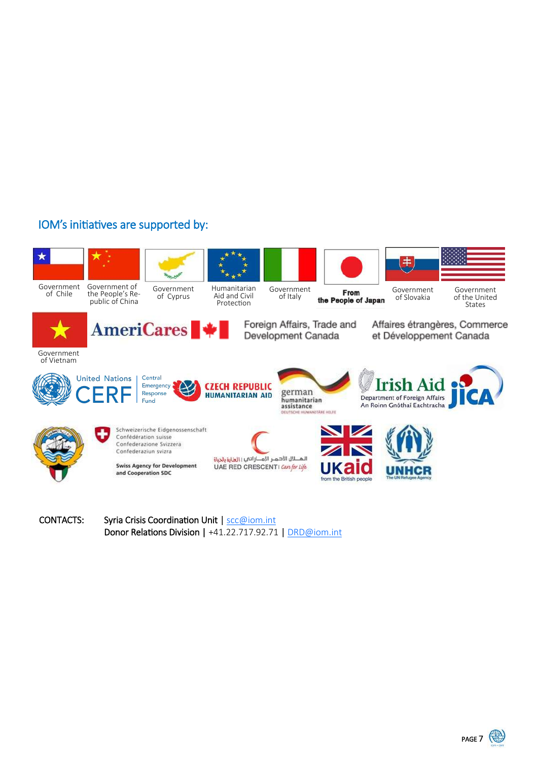## IOM's initiatives are supported by:

Government of Chile

Government of the People's Republic of China

Government of Cyprus

Humanitarian Aid and Civil Protection

Government of Italy

From the People of Japan

Government of Slovakia

Government of the United States

Government of Vietnam

AmeriCares

Foreign Affairs, Trade and Development Canada

Affaires étrangères, Commerce et Développement Canada

United Nations CERF Central Emergency Response Fund

CZECH REPUBLIC HUMANITARIAN AID

german humanitarian assistance

DEUTSCHE HUMANITÄRE HILFE

Irish Aid Department of Foreign Affairs An Roinn Gnóthaí Eachtracha

JICA

Schweizerische Eidgenossenschaft
Confédération suisse
Confederazione Svizzera
Confederaziun svizra

Swiss Agency for Development and Cooperation SDC

الهلال الأحمر الإماراتي | العناية بالحياة
UAE RED CRESCENT | Care for Life

UKaid from the British people

UNHCR The UN Refugee Agency

CONTACTS: Syria Crisis Coordination Unit | scc@iom.int
Donor Relations Division | +41.22.717.92.71 | DRD@iom.int